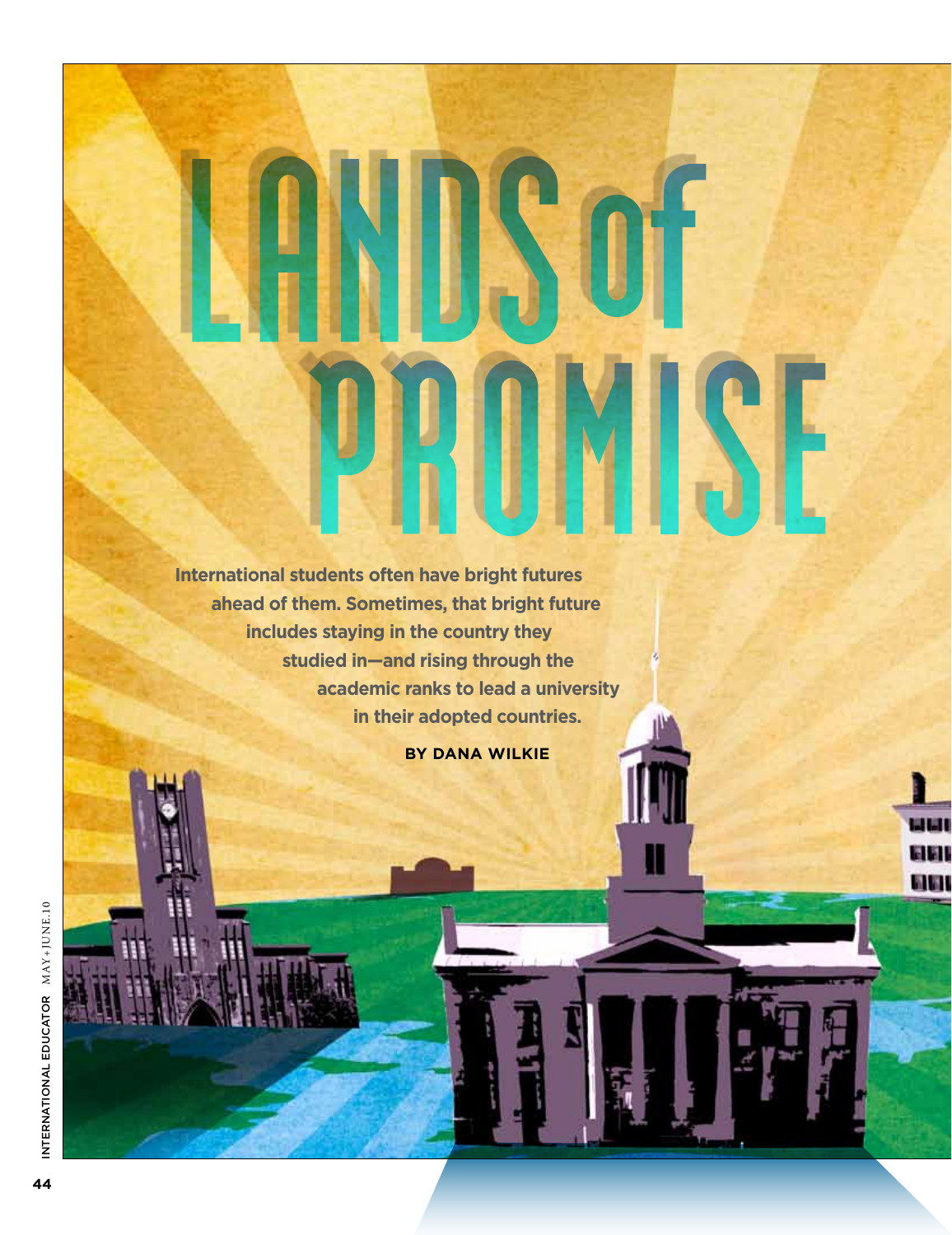# LANDS of PROMISE

**International students often have bright futures ahead of them. Sometimes, that bright future includes staying in the country they studied in—and rising through the academic ranks to lead a university in their adopted countries.**

**BY DANA WILKIE**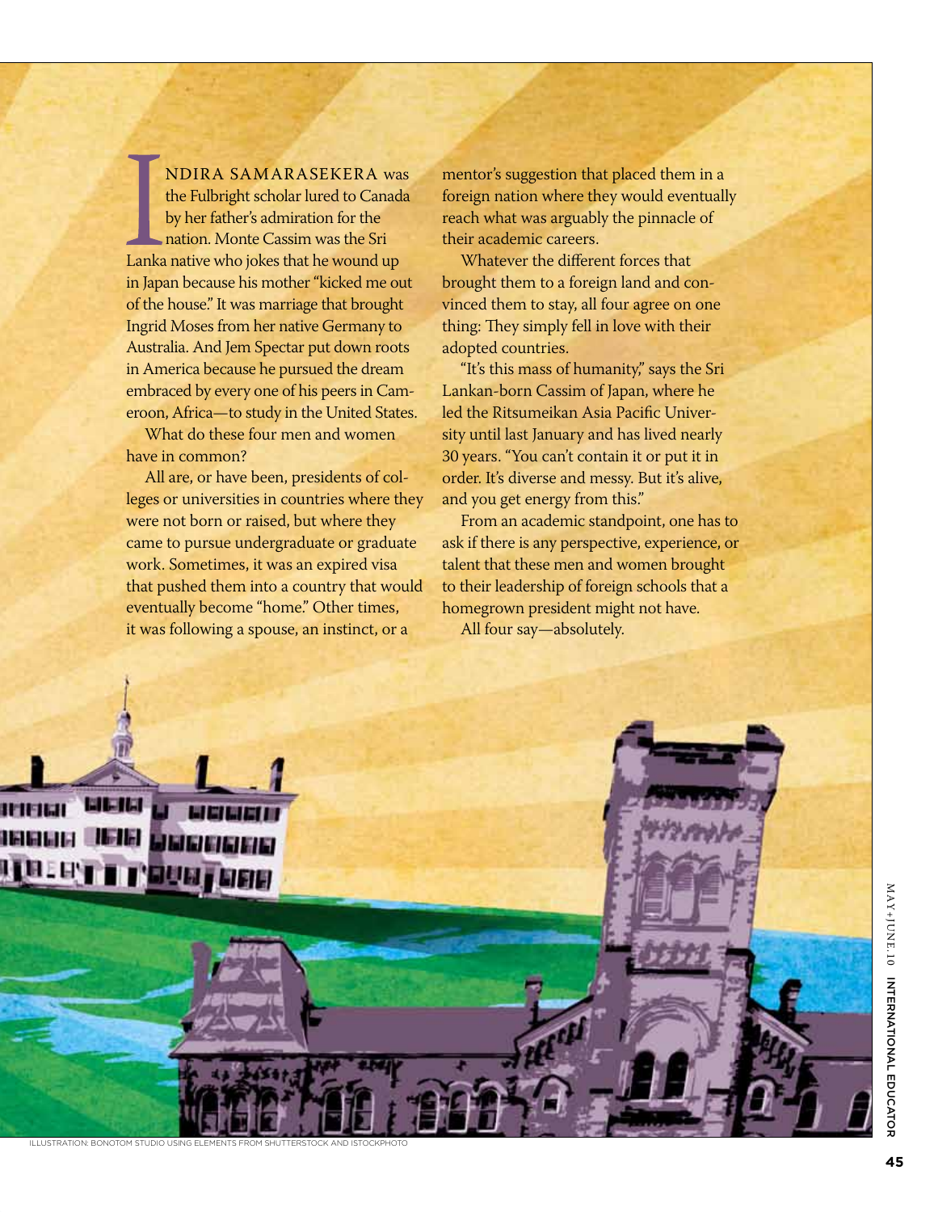INDIRA SAMARASEKERA was the Fulbright scholar lured to Canada by her father's admiration for the nation. Monte Cassim was the Sri Lanka native who jokes that he wound up in Japan because his mother "kicked me out of the house." It was marriage that brought Ingrid Moses from her native Germany to Australia. And Jem Spectar put down roots in America because he pursued the dream embraced by every one of his peers in Cameroon, Africa—to study in the United States.

What do these four men and women have in common?

All are, or have been, presidents of colleges or universities in countries where they were not born or raised, but where they came to pursue undergraduate or graduate work. Sometimes, it was an expired visa that pushed them into a country that would eventually become "home." Other times, it was following a spouse, an instinct, or a mentor's suggestion that placed them in a foreign nation where they would eventually reach what was arguably the pinnacle of their academic careers.

Whatever the different forces that brought them to a foreign land and convinced them to stay, all four agree on one thing: They simply fell in love with their adopted countries.

"It's this mass of humanity," says the Sri Lankan-born Cassim of Japan, where he led the Ritsumeikan Asia Pacific University until last January and has lived nearly 30 years. "You can't contain it or put it in order. It's diverse and messy. But it's alive, and you get energy from this."

From an academic standpoint, one has to ask if there is any perspective, experience, or talent that these men and women brought to their leadership of foreign schools that a homegrown president might not have.

All four say—absolutely.

ILLUSTRATION: BONOTOM STUDIO USING ELEMENTS FROM SHUTTERSTOCK AND ISTOCKPHOTO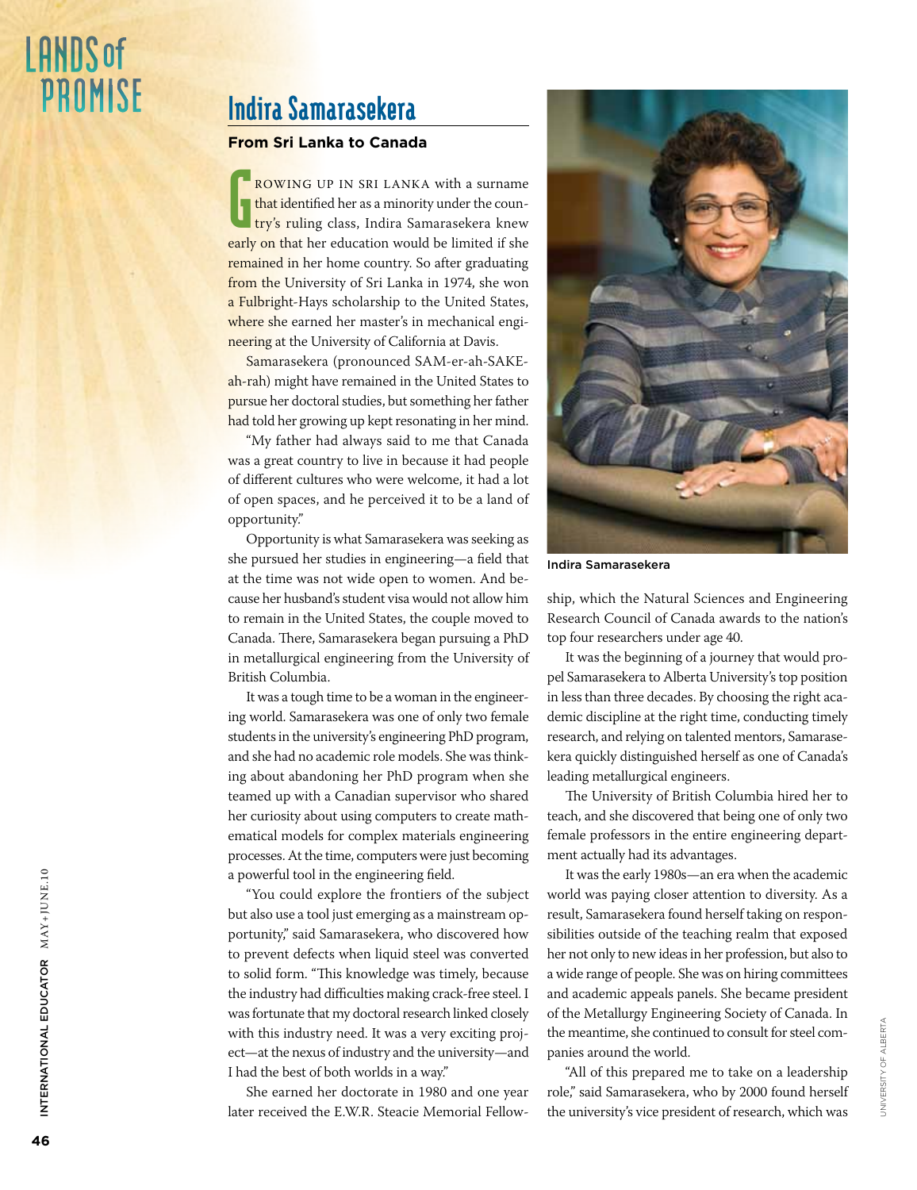# Indira Samarasekera

**From Sri Lanka to Canada**

GROWING UP IN SRI LANKA with a surname that identified her as a minority under the country's ruling class, Indira Samarasekera knew early on that her education would be limited if she remained in her home country. So after graduating from the University of Sri Lanka in 1974, she won a Fulbright-Hays scholarship to the United States, where she earned her master's in mechanical engineering at the University of California at Davis.

Samarasekera (pronounced SAM-er-ah-SAKE-ah-rah) might have remained in the United States to pursue her doctoral studies, but something her father had told her growing up kept resonating in her mind.

"My father had always said to me that Canada was a great country to live in because it had people of different cultures who were welcome, it had a lot of open spaces, and he perceived it to be a land of opportunity."

Opportunity is what Samarasekera was seeking as she pursued her studies in engineering—a field that at the time was not wide open to women. And because her husband's student visa would not allow him to remain in the United States, the couple moved to Canada. There, Samarasekera began pursuing a PhD in metallurgical engineering from the University of British Columbia.

It was a tough time to be a woman in the engineering world. Samarasekera was one of only two female students in the university's engineering PhD program, and she had no academic role models. She was thinking about abandoning her PhD program when she teamed up with a Canadian supervisor who shared her curiosity about using computers to create mathematical models for complex materials engineering processes. At the time, computers were just becoming a powerful tool in the engineering field.

"You could explore the frontiers of the subject but also use a tool just emerging as a mainstream opportunity," said Samarasekera, who discovered how to prevent defects when liquid steel was converted to solid form. "This knowledge was timely, because the industry had difficulties making crack-free steel. I was fortunate that my doctoral research linked closely with this industry need. It was a very exciting project—at the nexus of industry and the university—and I had the best of both worlds in a way."

She earned her doctorate in 1980 and one year later received the E.W.R. Steacie Memorial Fellowship, which the Natural Sciences and Engineering Research Council of Canada awards to the nation's top four researchers under age 40.

Indira Samarasekera

It was the beginning of a journey that would propel Samarasekera to Alberta University's top position in less than three decades. By choosing the right academic discipline at the right time, conducting timely research, and relying on talented mentors, Samarasekera quickly distinguished herself as one of Canada's leading metallurgical engineers.

The University of British Columbia hired her to teach, and she discovered that being one of only two female professors in the entire engineering department actually had its advantages.

It was the early 1980s—an era when the academic world was paying closer attention to diversity. As a result, Samarasekera found herself taking on responsibilities outside of the teaching realm that exposed her not only to new ideas in her profession, but also to a wide range of people. She was on hiring committees and academic appeals panels. She became president of the Metallurgy Engineering Society of Canada. In the meantime, she continued to consult for steel companies around the world.

"All of this prepared me to take on a leadership role," said Samarasekera, who by 2000 found herself the university's vice president of research, which was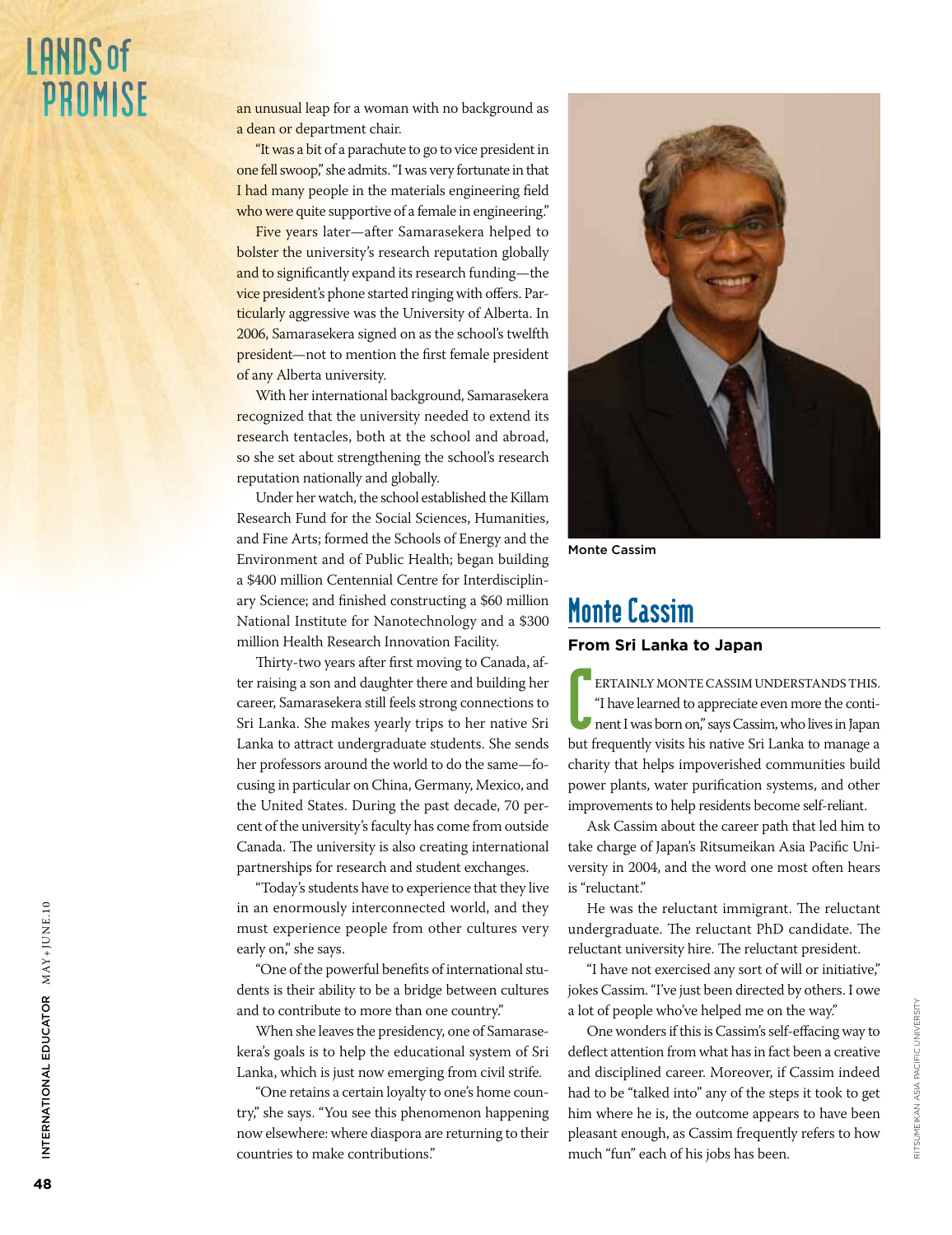an unusual leap for a woman with no background as a dean or department chair.

"It was a bit of a parachute to go to vice president in one fell swoop," she admits. "I was very fortunate in that I had many people in the materials engineering field who were quite supportive of a female in engineering."

Five years later—after Samarasekera helped to bolster the university's research reputation globally and to significantly expand its research funding—the vice president's phone started ringing with offers. Particularly aggressive was the University of Alberta. In 2006, Samarasekera signed on as the school's twelfth president—not to mention the first female president of any Alberta university.

With her international background, Samarasekera recognized that the university needed to extend its research tentacles, both at the school and abroad, so she set about strengthening the school's research reputation nationally and globally.

Under her watch, the school established the Killam Research Fund for the Social Sciences, Humanities, and Fine Arts; formed the Schools of Energy and the Environment and of Public Health; began building a $400 million Centennial Centre for Interdisciplinary Science; and finished constructing a $60 million National Institute for Nanotechnology and a $300 million Health Research Innovation Facility.

Thirty-two years after first moving to Canada, after raising a son and daughter there and building her career, Samarasekera still feels strong connections to Sri Lanka. She makes yearly trips to her native Sri Lanka to attract undergraduate students. She sends her professors around the world to do the same—focusing in particular on China, Germany, Mexico, and the United States. During the past decade, 70 percent of the university's faculty has come from outside Canada. The university is also creating international partnerships for research and student exchanges.

"Today's students have to experience that they live in an enormously interconnected world, and they must experience people from other cultures very early on," she says.

"One of the powerful benefits of international students is their ability to be a bridge between cultures and to contribute to more than one country."

When she leaves the presidency, one of Samarasekera's goals is to help the educational system of Sri Lanka, which is just now emerging from civil strife.

"One retains a certain loyalty to one's home country," she says. "You see this phenomenon happening now elsewhere: where diaspora are returning to their countries to make contributions."

Monte Cassim

## Monte Cassim

### From Sri Lanka to Japan

CERTAINLY MONTE CASSIM UNDERSTANDS THIS. "I have learned to appreciate even more the continent I was born on," says Cassim, who lives in Japan but frequently visits his native Sri Lanka to manage a charity that helps impoverished communities build power plants, water purification systems, and other improvements to help residents become self-reliant.

Ask Cassim about the career path that led him to take charge of Japan's Ritsumeikan Asia Pacific University in 2004, and the word one most often hears is "reluctant."

He was the reluctant immigrant. The reluctant undergraduate. The reluctant PhD candidate. The reluctant university hire. The reluctant president.

"I have not exercised any sort of will or initiative," jokes Cassim. "I've just been directed by others. I owe a lot of people who've helped me on the way."

One wonders if this is Cassim's self-effacing way to deflect attention from what has in fact been a creative and disciplined career. Moreover, if Cassim indeed had to be "talked into" any of the steps it took to get him where he is, the outcome appears to have been pleasant enough, as Cassim frequently refers to how much "fun" each of his jobs has been.

RITSUMEIKAN ASIA PACIFIC UNIVERSITY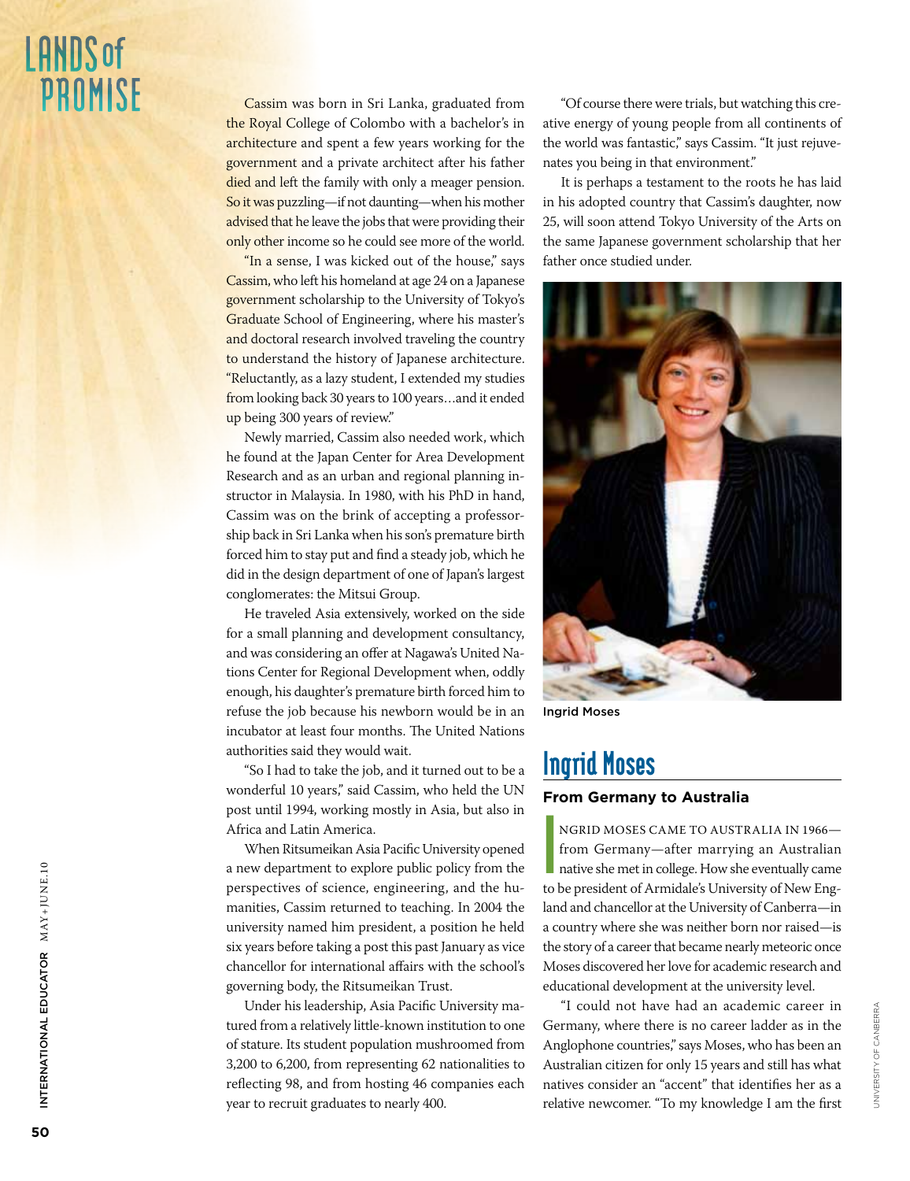Cassim was born in Sri Lanka, graduated from the Royal College of Colombo with a bachelor's in architecture and spent a few years working for the government and a private architect after his father died and left the family with only a meager pension. So it was puzzling—if not daunting—when his mother advised that he leave the jobs that were providing their only other income so he could see more of the world.

"In a sense, I was kicked out of the house," says Cassim, who left his homeland at age 24 on a Japanese government scholarship to the University of Tokyo's Graduate School of Engineering, where his master's and doctoral research involved traveling the country to understand the history of Japanese architecture. "Reluctantly, as a lazy student, I extended my studies from looking back 30 years to 100 years…and it ended up being 300 years of review."

Newly married, Cassim also needed work, which he found at the Japan Center for Area Development Research and as an urban and regional planning instructor in Malaysia. In 1980, with his PhD in hand, Cassim was on the brink of accepting a professorship back in Sri Lanka when his son's premature birth forced him to stay put and find a steady job, which he did in the design department of one of Japan's largest conglomerates: the Mitsui Group.

He traveled Asia extensively, worked on the side for a small planning and development consultancy, and was considering an offer at Nagawa's United Nations Center for Regional Development when, oddly enough, his daughter's premature birth forced him to refuse the job because his newborn would be in an incubator at least four months. The United Nations authorities said they would wait.

"So I had to take the job, and it turned out to be a wonderful 10 years," said Cassim, who held the UN post until 1994, working mostly in Asia, but also in Africa and Latin America.

When Ritsumeikan Asia Pacific University opened a new department to explore public policy from the perspectives of science, engineering, and the humanities, Cassim returned to teaching. In 2004 the university named him president, a position he held six years before taking a post this past January as vice chancellor for international affairs with the school's governing body, the Ritsumeikan Trust.

Under his leadership, Asia Pacific University matured from a relatively little-known institution to one of stature. Its student population mushroomed from 3,200 to 6,200, from representing 62 nationalities to reflecting 98, and from hosting 46 companies each year to recruit graduates to nearly 400.

"Of course there were trials, but watching this creative energy of young people from all continents of the world was fantastic," says Cassim. "It just rejuvenates you being in that environment."

It is perhaps a testament to the roots he has laid in his adopted country that Cassim's daughter, now 25, will soon attend Tokyo University of the Arts on the same Japanese government scholarship that her father once studied under.

Ingrid Moses

UNIVERSITY OF CANBERRA

## Ingrid Moses

### From Germany to Australia

INGRID MOSES CAME TO AUSTRALIA IN 1966—from Germany—after marrying an Australian native she met in college. How she eventually came to be president of Armidale's University of New England and chancellor at the University of Canberra—in a country where she was neither born nor raised—is the story of a career that became nearly meteoric once Moses discovered her love for academic research and educational development at the university level.

"I could not have had an academic career in Germany, where there is no career ladder as in the Anglophone countries," says Moses, who has been an Australian citizen for only 15 years and still has what natives consider an "accent" that identifies her as a relative newcomer. "To my knowledge I am the first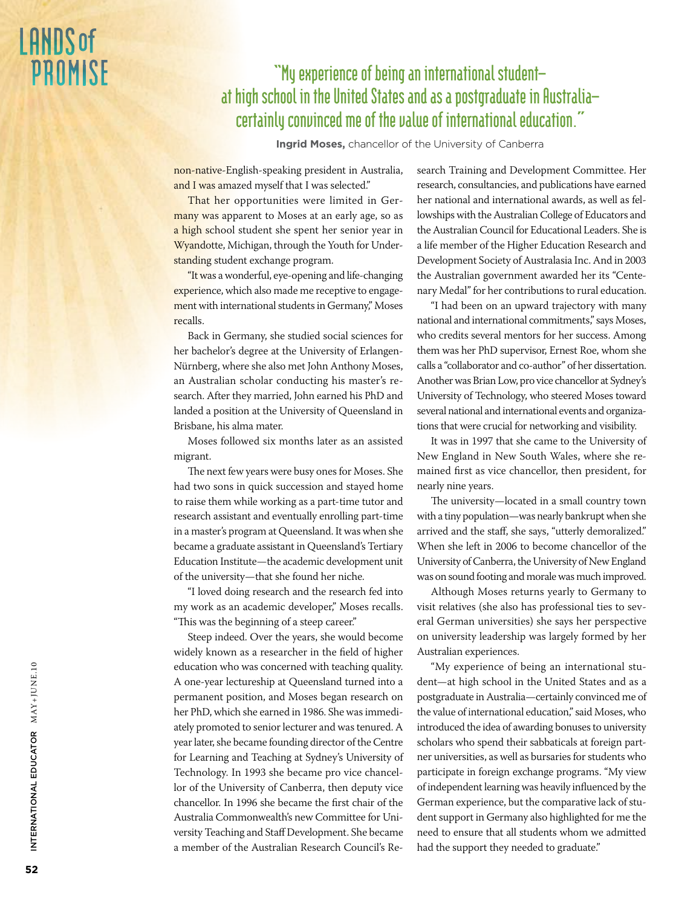"My experience of being an international student—at high school in the United States and as a postgraduate in Australia—certainly convinced me of the value of international education."

**Ingrid Moses,** chancellor of the University of Canberra

non-native-English-speaking president in Australia, and I was amazed myself that I was selected."

That her opportunities were limited in Germany was apparent to Moses at an early age, so as a high school student she spent her senior year in Wyandotte, Michigan, through the Youth for Understanding student exchange program.

"It was a wonderful, eye-opening and life-changing experience, which also made me receptive to engagement with international students in Germany," Moses recalls.

Back in Germany, she studied social sciences for her bachelor's degree at the University of Erlangen-Nürnberg, where she also met John Anthony Moses, an Australian scholar conducting his master's research. After they married, John earned his PhD and landed a position at the University of Queensland in Brisbane, his alma mater.

Moses followed six months later as an assisted migrant.

The next few years were busy ones for Moses. She had two sons in quick succession and stayed home to raise them while working as a part-time tutor and research assistant and eventually enrolling part-time in a master's program at Queensland. It was when she became a graduate assistant in Queensland's Tertiary Education Institute—the academic development unit of the university—that she found her niche.

"I loved doing research and the research fed into my work as an academic developer," Moses recalls. "This was the beginning of a steep career."

Steep indeed. Over the years, she would become widely known as a researcher in the field of higher education who was concerned with teaching quality. A one-year lectureship at Queensland turned into a permanent position, and Moses began research on her PhD, which she earned in 1986. She was immediately promoted to senior lecturer and was tenured. A year later, she became founding director of the Centre for Learning and Teaching at Sydney's University of Technology. In 1993 she became pro vice chancellor of the University of Canberra, then deputy vice chancellor. In 1996 she became the first chair of the Australia Commonwealth's new Committee for University Teaching and Staff Development. She became a member of the Australian Research Council's Research Training and Development Committee. Her research, consultancies, and publications have earned her national and international awards, as well as fellowships with the Australian College of Educators and the Australian Council for Educational Leaders. She is a life member of the Higher Education Research and Development Society of Australasia Inc. And in 2003 the Australian government awarded her its "Centenary Medal" for her contributions to rural education.

"I had been on an upward trajectory with many national and international commitments," says Moses, who credits several mentors for her success. Among them was her PhD supervisor, Ernest Roe, whom she calls a "collaborator and co-author" of her dissertation. Another was Brian Low, pro vice chancellor at Sydney's University of Technology, who steered Moses toward several national and international events and organizations that were crucial for networking and visibility.

It was in 1997 that she came to the University of New England in New South Wales, where she remained first as vice chancellor, then president, for nearly nine years.

The university—located in a small country town with a tiny population—was nearly bankrupt when she arrived and the staff, she says, "utterly demoralized." When she left in 2006 to become chancellor of the University of Canberra, the University of New England was on sound footing and morale was much improved.

Although Moses returns yearly to Germany to visit relatives (she also has professional ties to several German universities) she says her perspective on university leadership was largely formed by her Australian experiences.

"My experience of being an international student—at high school in the United States and as a postgraduate in Australia—certainly convinced me of the value of international education," said Moses, who introduced the idea of awarding bonuses to university scholars who spend their sabbaticals at foreign partner universities, as well as bursaries for students who participate in foreign exchange programs. "My view of independent learning was heavily influenced by the German experience, but the comparative lack of student support in Germany also highlighted for me the need to ensure that all students whom we admitted had the support they needed to graduate."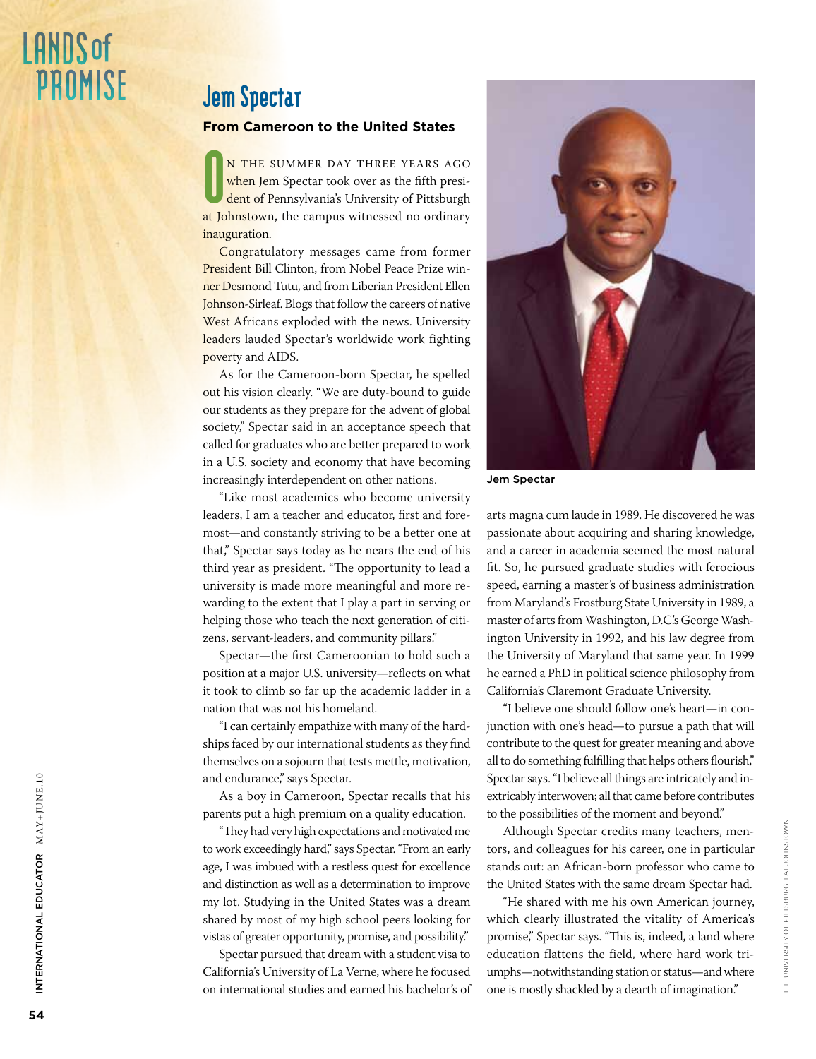# Jem Spectar

### From Cameroon to the United States

On the summer day three years ago when Jem Spectar took over as the fifth president of Pennsylvania's University of Pittsburgh at Johnstown, the campus witnessed no ordinary inauguration.

Congratulatory messages came from former President Bill Clinton, from Nobel Peace Prize winner Desmond Tutu, and from Liberian President Ellen Johnson-Sirleaf. Blogs that follow the careers of native West Africans exploded with the news. University leaders lauded Spectar's worldwide work fighting poverty and AIDS.

As for the Cameroon-born Spectar, he spelled out his vision clearly. "We are duty-bound to guide our students as they prepare for the advent of global society," Spectar said in an acceptance speech that called for graduates who are better prepared to work in a U.S. society and economy that have becoming increasingly interdependent on other nations.

"Like most academics who become university leaders, I am a teacher and educator, first and foremost—and constantly striving to be a better one at that," Spectar says today as he nears the end of his third year as president. "The opportunity to lead a university is made more meaningful and more rewarding to the extent that I play a part in serving or helping those who teach the next generation of citizens, servant-leaders, and community pillars."

Spectar—the first Cameroonian to hold such a position at a major U.S. university—reflects on what it took to climb so far up the academic ladder in a nation that was not his homeland.

"I can certainly empathize with many of the hardships faced by our international students as they find themselves on a sojourn that tests mettle, motivation, and endurance," says Spectar.

As a boy in Cameroon, Spectar recalls that his parents put a high premium on a quality education.

"They had very high expectations and motivated me to work exceedingly hard," says Spectar. "From an early age, I was imbued with a restless quest for excellence and distinction as well as a determination to improve my lot. Studying in the United States was a dream shared by most of my high school peers looking for vistas of greater opportunity, promise, and possibility."

Spectar pursued that dream with a student visa to California's University of La Verne, where he focused on international studies and earned his bachelor's of arts magna cum laude in 1989. He discovered he was passionate about acquiring and sharing knowledge, and a career in academia seemed the most natural fit. So, he pursued graduate studies with ferocious speed, earning a master's of business administration from Maryland's Frostburg State University in 1989, a master of arts from Washington, D.C.'s George Washington University in 1992, and his law degree from the University of Maryland that same year. In 1999 he earned a PhD in political science philosophy from California's Claremont Graduate University.

Jem Spectar

"I believe one should follow one's heart—in conjunction with one's head—to pursue a path that will contribute to the quest for greater meaning and above all to do something fulfilling that helps others flourish," Spectar says. "I believe all things are intricately and inextricably interwoven; all that came before contributes to the possibilities of the moment and beyond."

Although Spectar credits many teachers, mentors, and colleagues for his career, one in particular stands out: an African-born professor who came to the United States with the same dream Spectar had.

"He shared with me his own American journey, which clearly illustrated the vitality of America's promise," Spectar says. "This is, indeed, a land where education flattens the field, where hard work triumphs—notwithstanding station or status—and where one is mostly shackled by a dearth of imagination."

THE UNIVERSITY OF PITTSBURGH AT JOHNSTOWN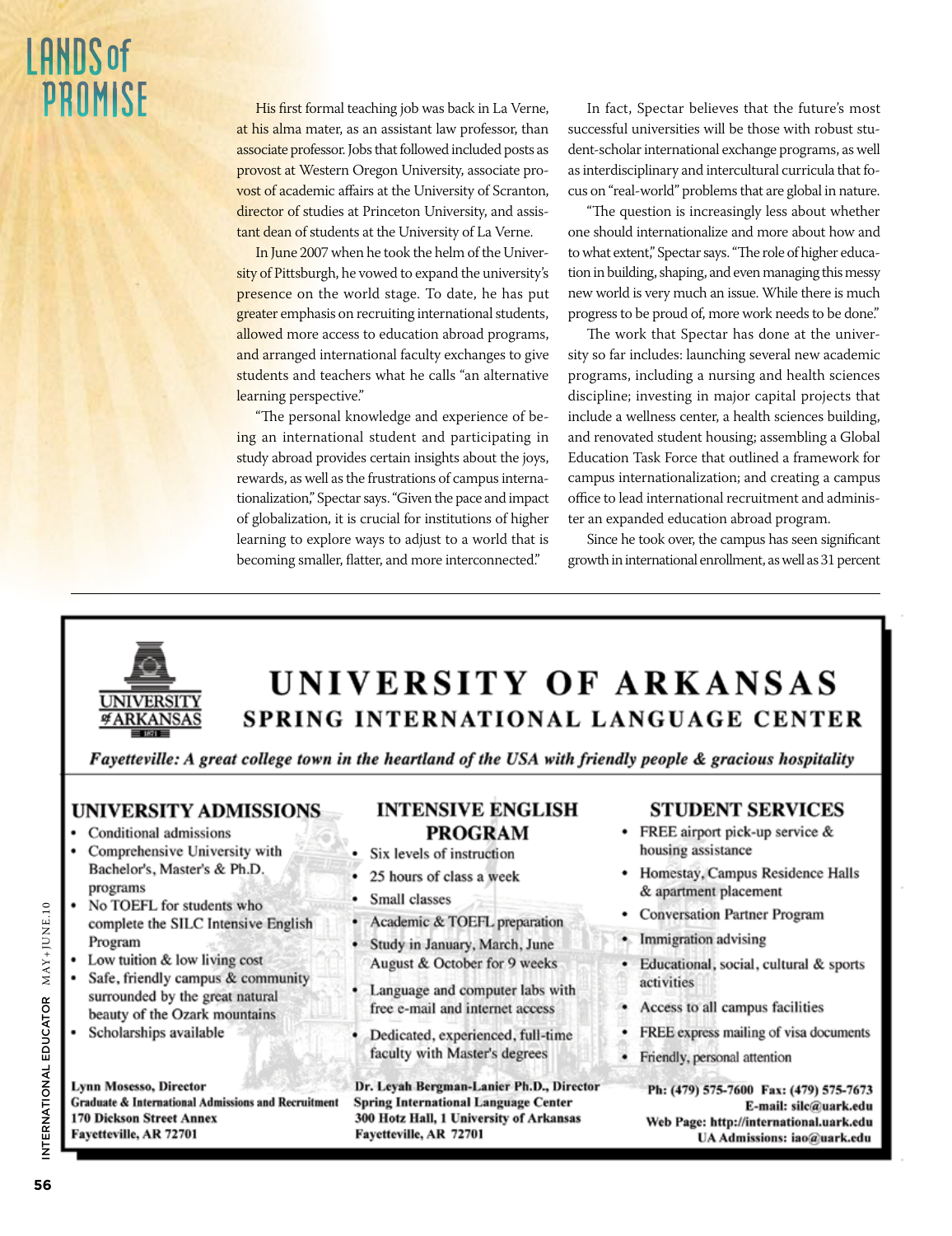His first formal teaching job was back in La Verne, at his alma mater, as an assistant law professor, than associate professor. Jobs that followed included posts as provost at Western Oregon University, associate provost of academic affairs at the University of Scranton, director of studies at Princeton University, and assistant dean of students at the University of La Verne.

In June 2007 when he took the helm of the University of Pittsburgh, he vowed to expand the university's presence on the world stage. To date, he has put greater emphasis on recruiting international students, allowed more access to education abroad programs, and arranged international faculty exchanges to give students and teachers what he calls "an alternative learning perspective."

"The personal knowledge and experience of being an international student and participating in study abroad provides certain insights about the joys, rewards, as well as the frustrations of campus internationalization," Spectar says. "Given the pace and impact of globalization, it is crucial for institutions of higher learning to explore ways to adjust to a world that is becoming smaller, flatter, and more interconnected."

In fact, Spectar believes that the future's most successful universities will be those with robust student-scholar international exchange programs, as well as interdisciplinary and intercultural curricula that focus on "real-world" problems that are global in nature.

"The question is increasingly less about whether one should internationalize and more about how and to what extent," Spectar says. "The role of higher education in building, shaping, and even managing this messy new world is very much an issue. While there is much progress to be proud of, more work needs to be done."

The work that Spectar has done at the university so far includes: launching several new academic programs, including a nursing and health sciences discipline; investing in major capital projects that include a wellness center, a health sciences building, and renovated student housing; assembling a Global Education Task Force that outlined a framework for campus internationalization; and creating a campus office to lead international recruitment and administer an expanded education abroad program.

Since he took over, the campus has seen significant growth in international enrollment, as well as 31 percent

---

# UNIVERSITY OF ARKANSAS
## SPRING INTERNATIONAL LANGUAGE CENTER

*Fayetteville: A great college town in the heartland of the USA with friendly people & gracious hospitality*

### UNIVERSITY ADMISSIONS

- Conditional admissions
- Comprehensive University with Bachelor's, Master's & Ph.D. programs
- No TOEFL for students who complete the SILC Intensive English Program
- Low tuition & low living cost
- Safe, friendly campus & community surrounded by the great natural beauty of the Ozark mountains
- Scholarships available

**Lynn Mosesso, Director**
**Graduate & International Admissions and Recruitment**
**170 Dickson Street Annex**
**Fayetteville, AR 72701**

### INTENSIVE ENGLISH PROGRAM

- Six levels of instruction
- 25 hours of class a week
- Small classes
- Academic & TOEFL preparation
- Study in January, March, June August & October for 9 weeks
- Language and computer labs with free e-mail and internet access
- Dedicated, experienced, full-time faculty with Master's degrees

**Dr. Leyah Bergman-Lanier Ph.D., Director**
**Spring International Language Center**
**300 Hotz Hall, 1 University of Arkansas**
**Fayetteville, AR 72701**

### STUDENT SERVICES

- FREE airport pick-up service & housing assistance
- Homestay, Campus Residence Halls & apartment placement
- Conversation Partner Program
- Immigration advising
- Educational, social, cultural & sports activities
- Access to all campus facilities
- FREE express mailing of visa documents
- Friendly, personal attention

**Ph: (479) 575-7600 Fax: (479) 575-7673**
**E-mail: silc@uark.edu**
**Web Page: http://international.uark.edu**
**UA Admissions: iao@uark.edu**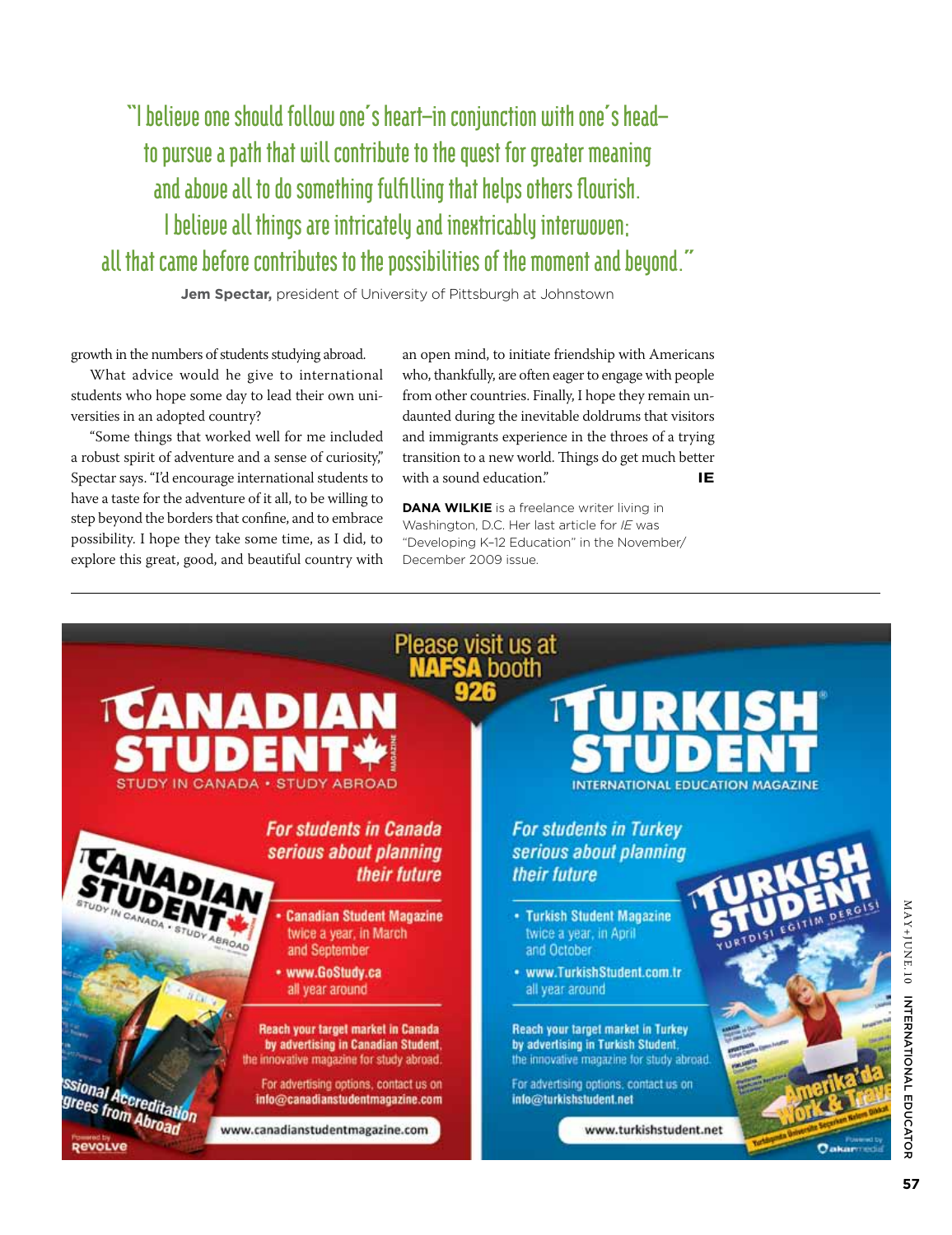"I believe one should follow one's heart—in conjunction with one's head—to pursue a path that will contribute to the quest for greater meaning and above all to do something fulfilling that helps others flourish. I believe all things are intricately and inextricably interwoven; all that came before contributes to the possibilities of the moment and beyond."

**Jem Spectar,** president of University of Pittsburgh at Johnstown

growth in the numbers of students studying abroad.

What advice would he give to international students who hope some day to lead their own universities in an adopted country?

"Some things that worked well for me included a robust spirit of adventure and a sense of curiosity," Spectar says. "I'd encourage international students to have a taste for the adventure of it all, to be willing to step beyond the borders that confine, and to embrace possibility. I hope they take some time, as I did, to explore this great, good, and beautiful country with an open mind, to initiate friendship with Americans who, thankfully, are often eager to engage with people from other countries. Finally, I hope they remain undaunted during the inevitable doldrums that visitors and immigrants experience in the throes of a trying transition to a new world. Things do get much better with a sound education." **IE**

**DANA WILKIE** is a freelance writer living in Washington, D.C. Her last article for *IE* was "Developing K–12 Education" in the November/December 2009 issue.

Please visit us at NAFSA booth 926

**CANADIAN STUDENT**

STUDY IN CANADA • STUDY ABROAD

*For students in Canada serious about planning their future*

- Canadian Student Magazine twice a year, in March and September
- www.GoStudy.ca all year around

Reach your target market in Canada by advertising in Canadian Student, the innovative magazine for study abroad.

For advertising options, contact us on info@canadianstudentmagazine.com

www.canadianstudentmagazine.com

**TURKISH STUDENT**

INTERNATIONAL EDUCATION MAGAZINE

*For students in Turkey serious about planning their future*

- Turkish Student Magazine twice a year, in April and October
- www.TurkishStudent.com.tr all year around

Reach your target market in Turkey by advertising in Turkish Student, the innovative magazine for study abroad.

For advertising options, contact us on info@turkishstudent.net

www.turkishstudent.net